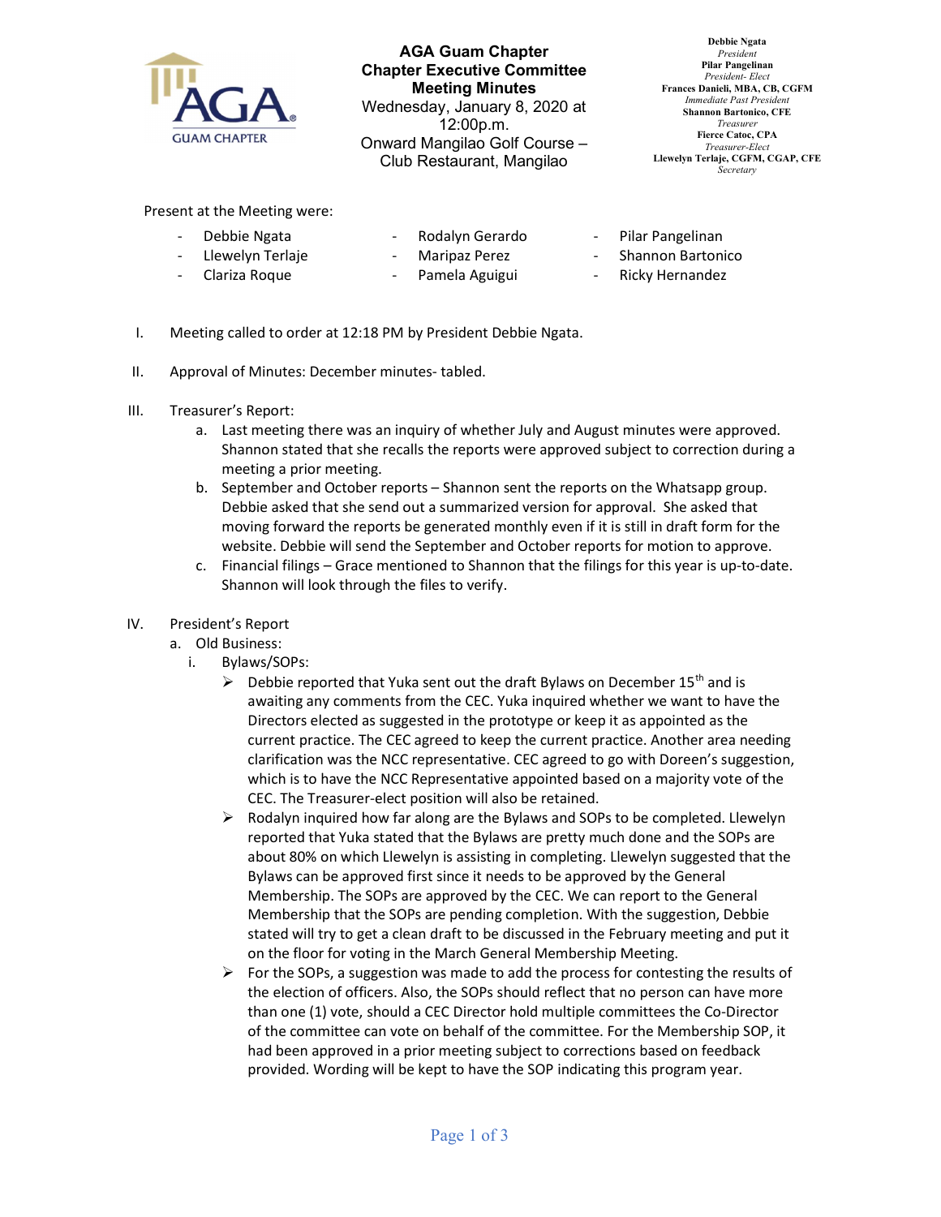AGA GUAM CHAPTER

# AGA Guam Chapter
## Chapter Executive Committee
## Meeting Minutes

Wednesday, January 8, 2020 at 12:00p.m.
Onward Mangilao Golf Course – Club Restaurant, Mangilao

**Debbie Ngata**
*President*
**Pilar Pangelinan**
*President- Elect*
**Frances Danieli, MBA, CB, CGFM**
*Immediate Past President*
**Shannon Bartonico, CFE**
*Treasurer*
**Fierce Catoc, CPA**
*Treasurer-Elect*
**Llewelyn Terlaje, CGFM, CGAP, CFE**
*Secretary*

Present at the Meeting were:

- Debbie Ngata
- Llewelyn Terlaje
- Clariza Roque
- Rodalyn Gerardo
- Maripaz Perez
- Pamela Aguigui
- Pilar Pangelinan
- Shannon Bartonico
- Ricky Hernandez

I. Meeting called to order at 12:18 PM by President Debbie Ngata.

II. Approval of Minutes: December minutes- tabled.

III. Treasurer's Report:
   a. Last meeting there was an inquiry of whether July and August minutes were approved. Shannon stated that she recalls the reports were approved subject to correction during a meeting a prior meeting.
   b. September and October reports – Shannon sent the reports on the Whatsapp group. Debbie asked that she send out a summarized version for approval. She asked that moving forward the reports be generated monthly even if it is still in draft form for the website. Debbie will send the September and October reports for motion to approve.
   c. Financial filings – Grace mentioned to Shannon that the filings for this year is up-to-date. Shannon will look through the files to verify.

IV. President's Report
   a. Old Business:
      i. Bylaws/SOPs:
         - Debbie reported that Yuka sent out the draft Bylaws on December 15th and is awaiting any comments from the CEC. Yuka inquired whether we want to have the Directors elected as suggested in the prototype or keep it as appointed as the current practice. The CEC agreed to keep the current practice. Another area needing clarification was the NCC representative. CEC agreed to go with Doreen's suggestion, which is to have the NCC Representative appointed based on a majority vote of the CEC. The Treasurer-elect position will also be retained.
         - Rodalyn inquired how far along are the Bylaws and SOPs to be completed. Llewelyn reported that Yuka stated that the Bylaws are pretty much done and the SOPs are about 80% on which Llewelyn is assisting in completing. Llewelyn suggested that the Bylaws can be approved first since it needs to be approved by the General Membership. The SOPs are approved by the CEC. We can report to the General Membership that the SOPs are pending completion. With the suggestion, Debbie stated will try to get a clean draft to be discussed in the February meeting and put it on the floor for voting in the March General Membership Meeting.
         - For the SOPs, a suggestion was made to add the process for contesting the results of the election of officers. Also, the SOPs should reflect that no person can have more than one (1) vote, should a CEC Director hold multiple committees the Co-Director of the committee can vote on behalf of the committee. For the Membership SOP, it had been approved in a prior meeting subject to corrections based on feedback provided. Wording will be kept to have the SOP indicating this program year.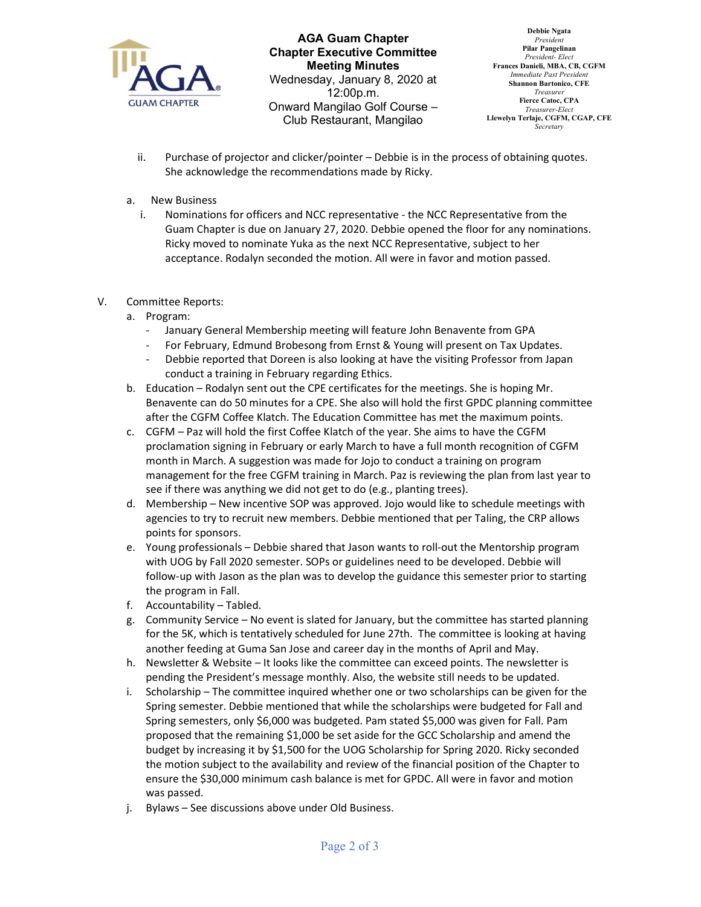ii. Purchase of projector and clicker/pointer – Debbie is in the process of obtaining quotes. She acknowledge the recommendations made by Ricky.

a. New Business

i. Nominations for officers and NCC representative - the NCC Representative from the Guam Chapter is due on January 27, 2020. Debbie opened the floor for any nominations. Ricky moved to nominate Yuka as the next NCC Representative, subject to her acceptance. Rodalyn seconded the motion. All were in favor and motion passed.

V. Committee Reports:

a. Program:
   - January General Membership meeting will feature John Benavente from GPA
   - For February, Edmund Brobesong from Ernst & Young will present on Tax Updates.
   - Debbie reported that Doreen is also looking at have the visiting Professor from Japan conduct a training in February regarding Ethics.

b. Education – Rodalyn sent out the CPE certificates for the meetings. She is hoping Mr. Benavente can do 50 minutes for a CPE. She also will hold the first GPDC planning committee after the CGFM Coffee Klatch. The Education Committee has met the maximum points.

c. CGFM – Paz will hold the first Coffee Klatch of the year. She aims to have the CGFM proclamation signing in February or early March to have a full month recognition of CGFM month in March. A suggestion was made for Jojo to conduct a training on program management for the free CGFM training in March. Paz is reviewing the plan from last year to see if there was anything we did not get to do (e.g., planting trees).

d. Membership – New incentive SOP was approved. Jojo would like to schedule meetings with agencies to try to recruit new members. Debbie mentioned that per Taling, the CRP allows points for sponsors.

e. Young professionals – Debbie shared that Jason wants to roll-out the Mentorship program with UOG by Fall 2020 semester. SOPs or guidelines need to be developed. Debbie will follow-up with Jason as the plan was to develop the guidance this semester prior to starting the program in Fall.

f. Accountability – Tabled.

g. Community Service – No event is slated for January, but the committee has started planning for the 5K, which is tentatively scheduled for June 27th. The committee is looking at having another feeding at Guma San Jose and career day in the months of April and May.

h. Newsletter & Website – It looks like the committee can exceed points. The newsletter is pending the President's message monthly. Also, the website still needs to be updated.

i. Scholarship – The committee inquired whether one or two scholarships can be given for the Spring semester. Debbie mentioned that while the scholarships were budgeted for Fall and Spring semesters, only $6,000 was budgeted. Pam stated $5,000 was given for Fall. Pam proposed that the remaining $1,000 be set aside for the GCC Scholarship and amend the budget by increasing it by $1,500 for the UOG Scholarship for Spring 2020. Ricky seconded the motion subject to the availability and review of the financial position of the Chapter to ensure the $30,000 minimum cash balance is met for GPDC. All were in favor and motion was passed.

j. Bylaws – See discussions above under Old Business.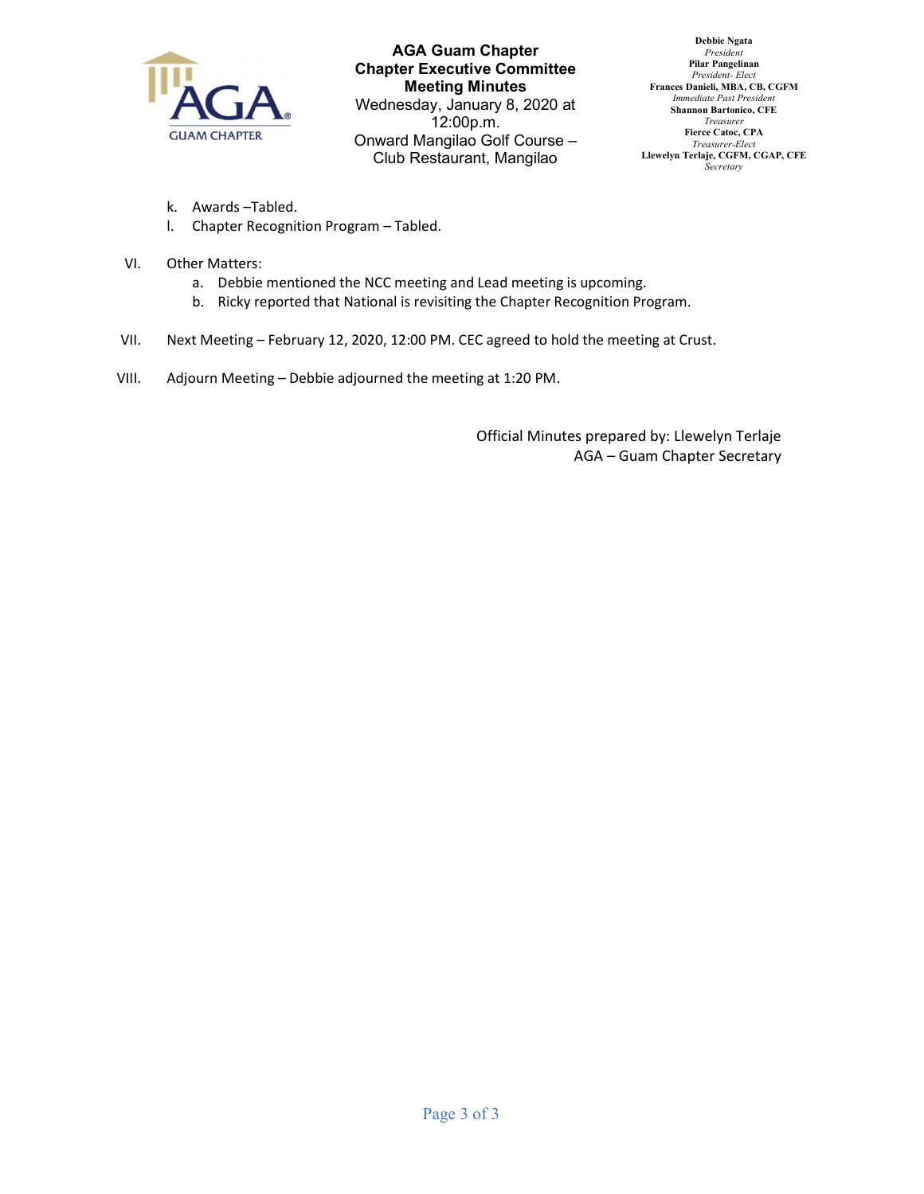**AGA Guam Chapter**
**Chapter Executive Committee**
**Meeting Minutes**
Wednesday, January 8, 2020 at 12:00p.m.
Onward Mangilao Golf Course – Club Restaurant, Mangilao

**Debbie Ngata**
*President*
**Pilar Pangelinan**
*President- Elect*
**Frances Danieli, MBA, CB, CGFM**
*Immediate Past President*
**Shannon Bartonico, CFE**
*Treasurer*
**Fierce Catoc, CPA**
*Treasurer-Elect*
**Llewelyn Terlaje, CGFM, CGAP, CFE**
*Secretary*

k. Awards –Tabled.
l. Chapter Recognition Program – Tabled.

VI. Other Matters:
   a. Debbie mentioned the NCC meeting and Lead meeting is upcoming.
   b. Ricky reported that National is revisiting the Chapter Recognition Program.

VII. Next Meeting – February 12, 2020, 12:00 PM. CEC agreed to hold the meeting at Crust.

VIII. Adjourn Meeting – Debbie adjourned the meeting at 1:20 PM.

Official Minutes prepared by: Llewelyn Terlaje
AGA – Guam Chapter Secretary